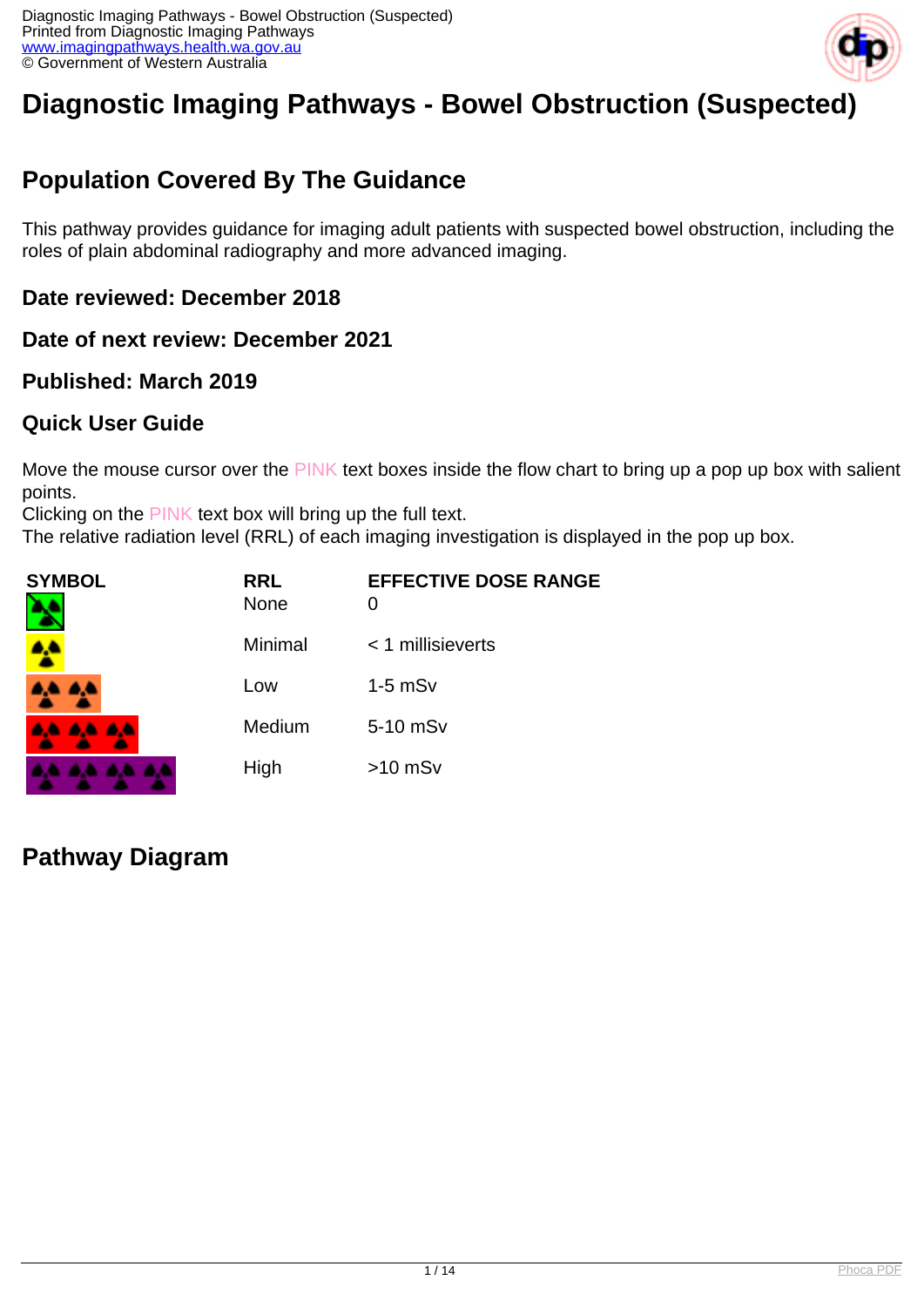# Diagnostic Imaging Pathways - Bowel Obstruction (Suspected)

## Population Covered By The Guidance

This pathway provides guidance for imaging adult patients with suspected bowel obstruction, including the roles of plain abdominal radiography and more advanced imaging.

### Date reviewed: December 2018

### Date of next review: December 2021

### Published: March 2019

### Quick User Guide

Move the mouse cursor over the PINK text boxes inside the flow chart to bring up a pop up box with salient points.
Clicking on the PINK text box will bring up the full text.
The relative radiation level (RRL) of each imaging investigation is displayed in the pop up box.

| SYMBOL | RRL | EFFECTIVE DOSE RANGE |
| --- | --- | --- |
| | None | 0 |
| | Minimal | < 1 millisieverts |
| | Low | 1-5 mSv |
| | Medium | 5-10 mSv |
| | High | >10 mSv |

## Pathway Diagram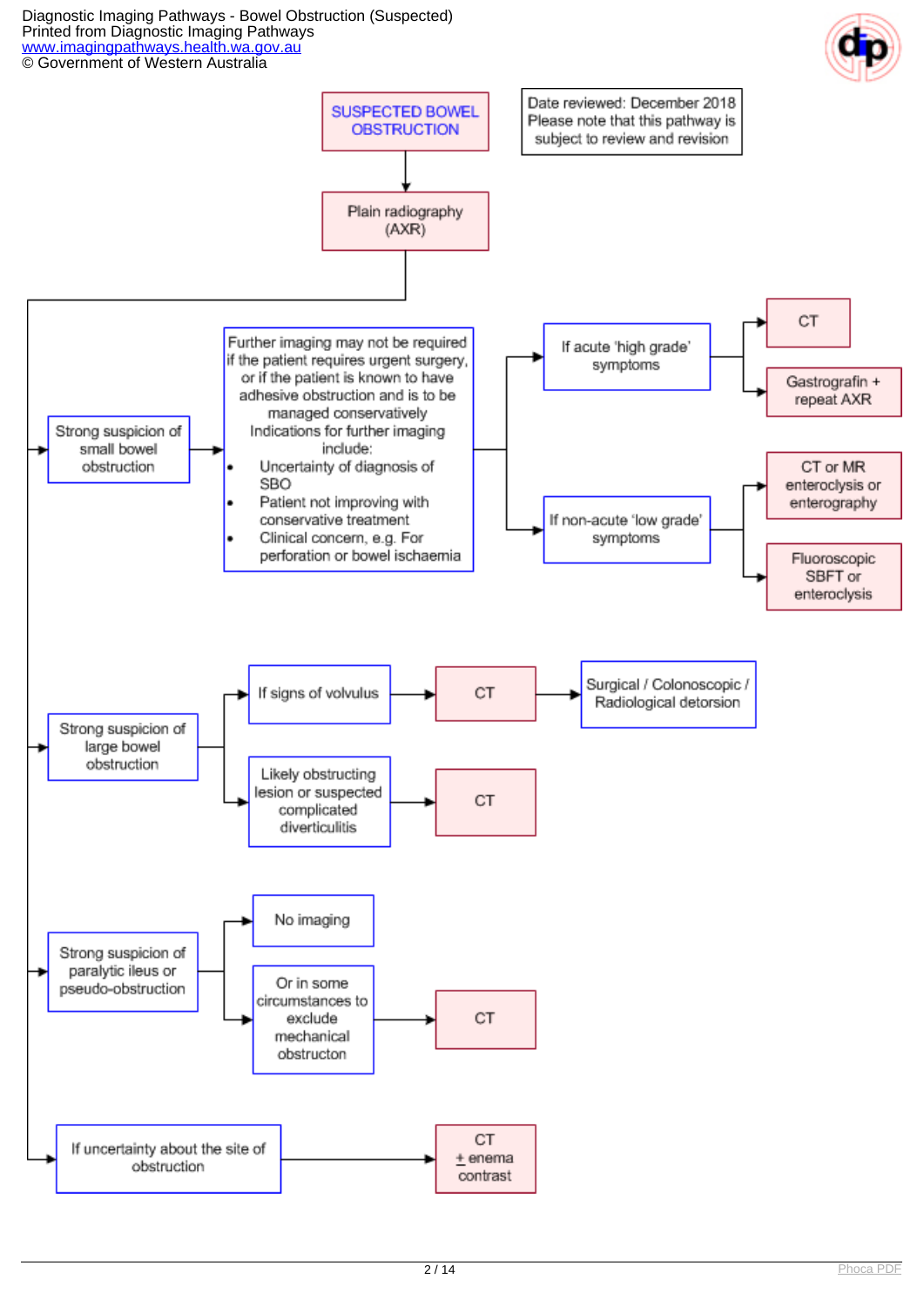Date reviewed: December 2018
Please note that this pathway is subject to review and revision

**SUSPECTED BOWEL OBSTRUCTION**

→ Plain radiography (AXR)

- **Strong suspicion of small bowel obstruction**
  - Further imaging may not be required if the patient requires urgent surgery, or if the patient is known to have adhesive obstruction and is to be managed conservatively
  - Indications for further imaging include:
    - Uncertainty of diagnosis of SBO
    - Patient not improving with conservative treatment
    - Clinical concern, e.g. For perforation or bowel ischaemia
  - If acute 'high grade' symptoms
    - CT
    - Gastrografin + repeat AXR
  - If non-acute 'low grade' symptoms
    - CT or MR enteroclysis or enterography
    - Fluoroscopic SBFT or enteroclysis

- **Strong suspicion of large bowel obstruction**
  - If signs of volvulus → CT → Surgical / Colonoscopic / Radiological detorsion
  - Likely obstructing lesion or suspected complicated diverticulitis → CT

- **Strong suspicion of paralytic ileus or pseudo-obstruction**
  - No imaging
  - Or in some circumstances to exclude mechanical obstructon → CT

- **If uncertainty about the site of obstruction** → CT ± enema contrast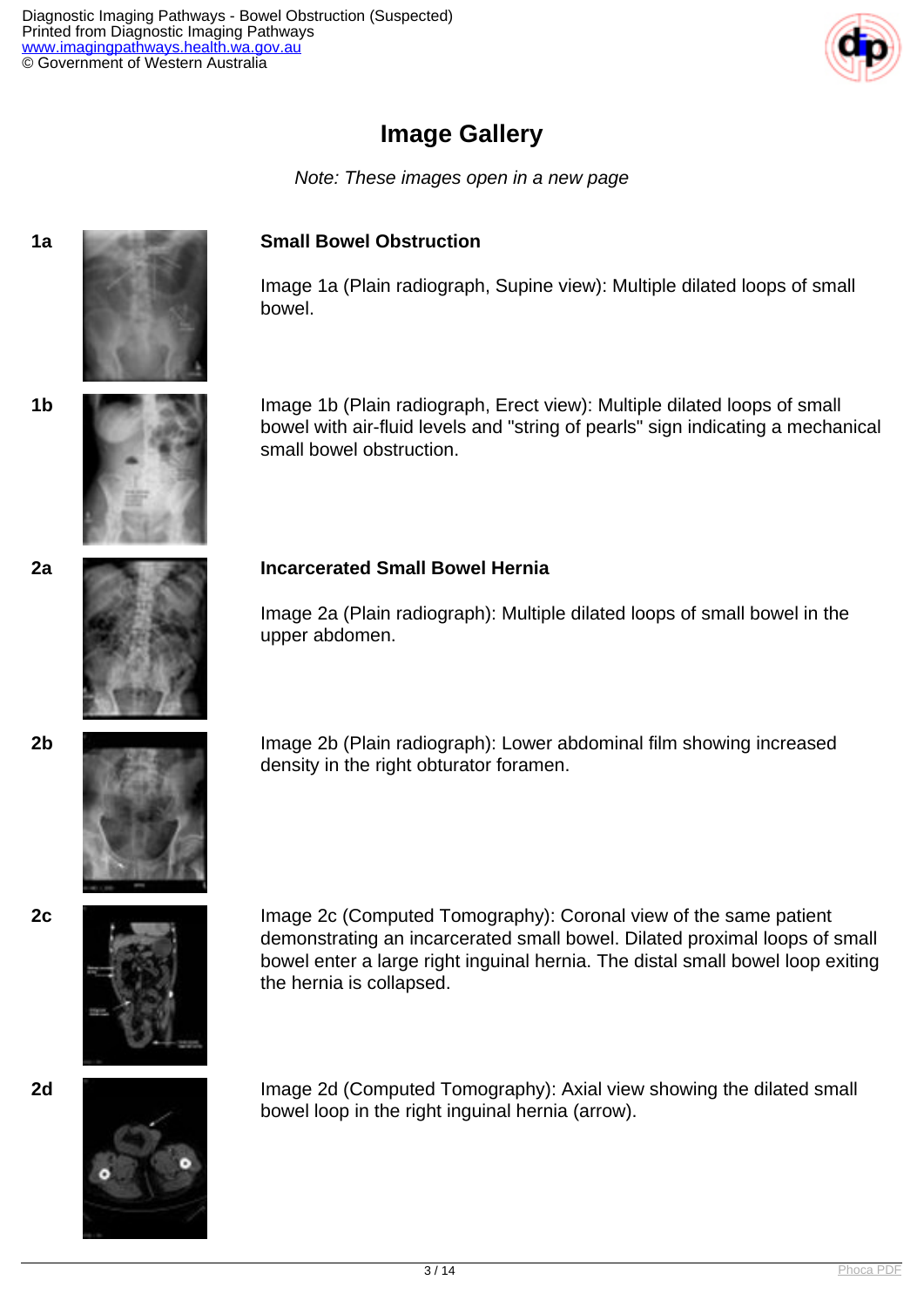## Image Gallery

*Note: These images open in a new page*

**1a**

**Small Bowel Obstruction**

Image 1a (Plain radiograph, Supine view): Multiple dilated loops of small bowel.

**1b**

Image 1b (Plain radiograph, Erect view): Multiple dilated loops of small bowel with air-fluid levels and "string of pearls" sign indicating a mechanical small bowel obstruction.

**2a**

**Incarcerated Small Bowel Hernia**

Image 2a (Plain radiograph): Multiple dilated loops of small bowel in the upper abdomen.

**2b**

Image 2b (Plain radiograph): Lower abdominal film showing increased density in the right obturator foramen.

**2c**

Image 2c (Computed Tomography): Coronal view of the same patient demonstrating an incarcerated small bowel. Dilated proximal loops of small bowel enter a large right inguinal hernia. The distal small bowel loop exiting the hernia is collapsed.

**2d**

Image 2d (Computed Tomography): Axial view showing the dilated small bowel loop in the right inguinal hernia (arrow).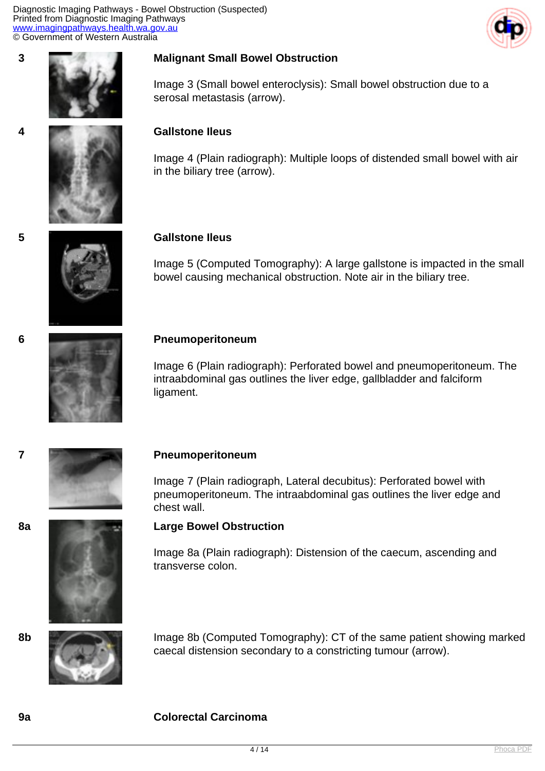3

**Malignant Small Bowel Obstruction**

Image 3 (Small bowel enteroclysis): Small bowel obstruction due to a serosal metastasis (arrow).

4

**Gallstone Ileus**

Image 4 (Plain radiograph): Multiple loops of distended small bowel with air in the biliary tree (arrow).

5

**Gallstone Ileus**

Image 5 (Computed Tomography): A large gallstone is impacted in the small bowel causing mechanical obstruction. Note air in the biliary tree.

6

**Pneumoperitoneum**

Image 6 (Plain radiograph): Perforated bowel and pneumoperitoneum. The intraabdominal gas outlines the liver edge, gallbladder and falciform ligament.

7

**Pneumoperitoneum**

Image 7 (Plain radiograph, Lateral decubitus): Perforated bowel with pneumoperitoneum. The intraabdominal gas outlines the liver edge and chest wall.

8a

**Large Bowel Obstruction**

Image 8a (Plain radiograph): Distension of the caecum, ascending and transverse colon.

8b

Image 8b (Computed Tomography): CT of the same patient showing marked caecal distension secondary to a constricting tumour (arrow).

9a

**Colorectal Carcinoma**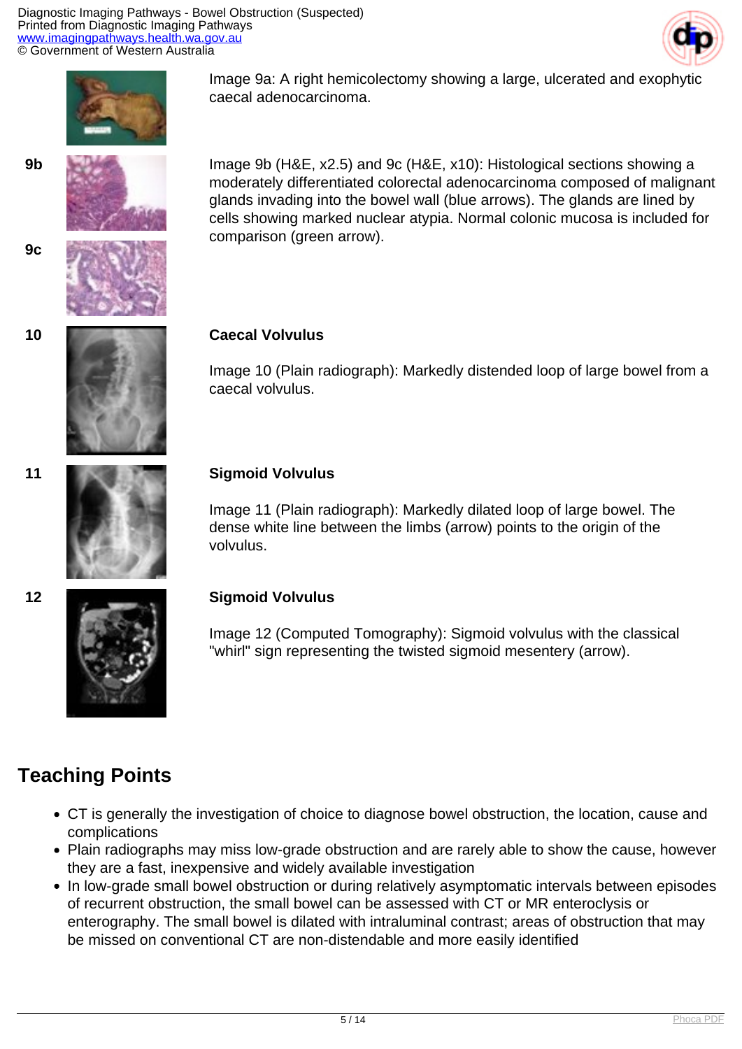Image 9a: A right hemicolectomy showing a large, ulcerated and exophytic caecal adenocarcinoma.

9b

9c

Image 9b (H&E, x2.5) and 9c (H&E, x10): Histological sections showing a moderately differentiated colorectal adenocarcinoma composed of malignant glands invading into the bowel wall (blue arrows). The glands are lined by cells showing marked nuclear atypia. Normal colonic mucosa is included for comparison (green arrow).

10

**Caecal Volvulus**

Image 10 (Plain radiograph): Markedly distended loop of large bowel from a caecal volvulus.

11

**Sigmoid Volvulus**

Image 11 (Plain radiograph): Markedly dilated loop of large bowel. The dense white line between the limbs (arrow) points to the origin of the volvulus.

12

**Sigmoid Volvulus**

Image 12 (Computed Tomography): Sigmoid volvulus with the classical "whirl" sign representing the twisted sigmoid mesentery (arrow).

## Teaching Points

- CT is generally the investigation of choice to diagnose bowel obstruction, the location, cause and complications
- Plain radiographs may miss low-grade obstruction and are rarely able to show the cause, however they are a fast, inexpensive and widely available investigation
- In low-grade small bowel obstruction or during relatively asymptomatic intervals between episodes of recurrent obstruction, the small bowel can be assessed with CT or MR enteroclysis or enterography. The small bowel is dilated with intraluminal contrast; areas of obstruction that may be missed on conventional CT are non-distendable and more easily identified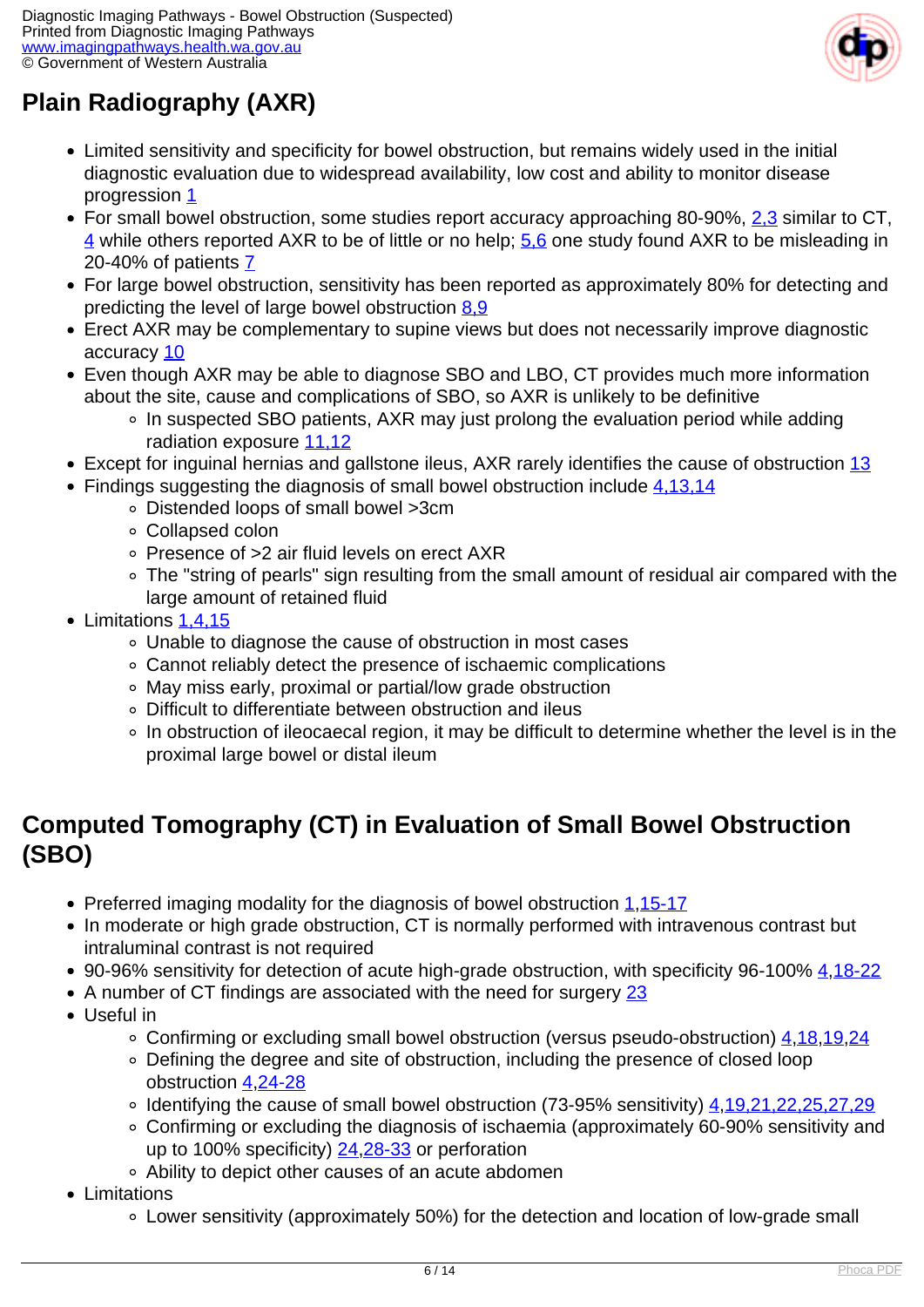## Plain Radiography (AXR)

- Limited sensitivity and specificity for bowel obstruction, but remains widely used in the initial diagnostic evaluation due to widespread availability, low cost and ability to monitor disease progression 1
- For small bowel obstruction, some studies report accuracy approaching 80-90%, 2,3 similar to CT, 4 while others reported AXR to be of little or no help; 5,6 one study found AXR to be misleading in 20-40% of patients 7
- For large bowel obstruction, sensitivity has been reported as approximately 80% for detecting and predicting the level of large bowel obstruction 8,9
- Erect AXR may be complementary to supine views but does not necessarily improve diagnostic accuracy 10
- Even though AXR may be able to diagnose SBO and LBO, CT provides much more information about the site, cause and complications of SBO, so AXR is unlikely to be definitive
  - In suspected SBO patients, AXR may just prolong the evaluation period while adding radiation exposure 11,12
- Except for inguinal hernias and gallstone ileus, AXR rarely identifies the cause of obstruction 13
- Findings suggesting the diagnosis of small bowel obstruction include 4,13,14
  - Distended loops of small bowel >3cm
  - Collapsed colon
  - Presence of >2 air fluid levels on erect AXR
  - The "string of pearls" sign resulting from the small amount of residual air compared with the large amount of retained fluid
- Limitations 1,4,15
  - Unable to diagnose the cause of obstruction in most cases
  - Cannot reliably detect the presence of ischaemic complications
  - May miss early, proximal or partial/low grade obstruction
  - Difficult to differentiate between obstruction and ileus
  - In obstruction of ileocaecal region, it may be difficult to determine whether the level is in the proximal large bowel or distal ileum

## Computed Tomography (CT) in Evaluation of Small Bowel Obstruction (SBO)

- Preferred imaging modality for the diagnosis of bowel obstruction 1,15-17
- In moderate or high grade obstruction, CT is normally performed with intravenous contrast but intraluminal contrast is not required
- 90-96% sensitivity for detection of acute high-grade obstruction, with specificity 96-100% 4,18-22
- A number of CT findings are associated with the need for surgery 23
- Useful in
  - Confirming or excluding small bowel obstruction (versus pseudo-obstruction) 4,18,19,24
  - Defining the degree and site of obstruction, including the presence of closed loop obstruction 4,24-28
  - Identifying the cause of small bowel obstruction (73-95% sensitivity) 4,19,21,22,25,27,29
  - Confirming or excluding the diagnosis of ischaemia (approximately 60-90% sensitivity and up to 100% specificity) 24,28-33 or perforation
  - Ability to depict other causes of an acute abdomen
- Limitations
  - Lower sensitivity (approximately 50%) for the detection and location of low-grade small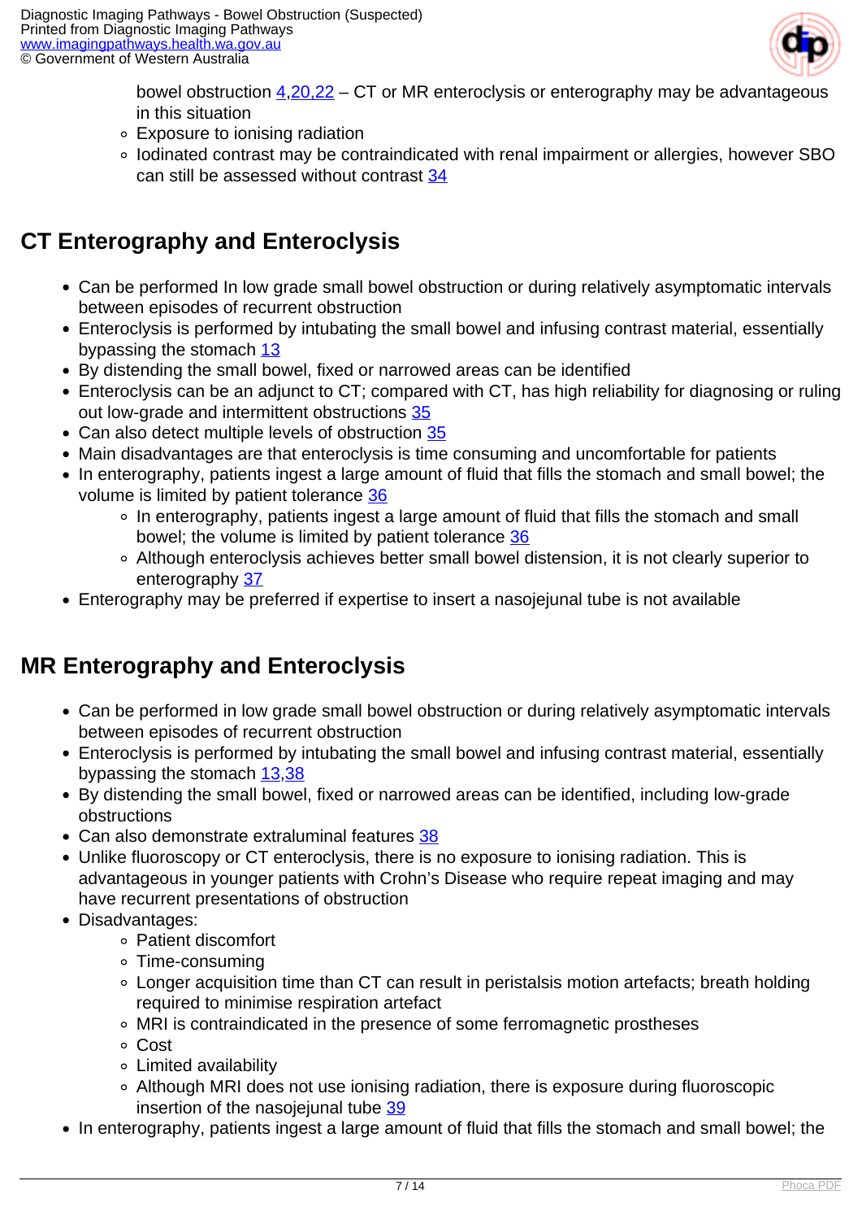bowel obstruction [4,20,22] – CT or MR enteroclysis or enterography may be advantageous in this situation
    - Exposure to ionising radiation
    - Iodinated contrast may be contraindicated with renal impairment or allergies, however SBO can still be assessed without contrast [34]

## CT Enterography and Enteroclysis

- Can be performed In low grade small bowel obstruction or during relatively asymptomatic intervals between episodes of recurrent obstruction
- Enteroclysis is performed by intubating the small bowel and infusing contrast material, essentially bypassing the stomach [13]
- By distending the small bowel, fixed or narrowed areas can be identified
- Enteroclysis can be an adjunct to CT; compared with CT, has high reliability for diagnosing or ruling out low-grade and intermittent obstructions [35]
- Can also detect multiple levels of obstruction [35]
- Main disadvantages are that enteroclysis is time consuming and uncomfortable for patients
- In enterography, patients ingest a large amount of fluid that fills the stomach and small bowel; the volume is limited by patient tolerance [36]
    - In enterography, patients ingest a large amount of fluid that fills the stomach and small bowel; the volume is limited by patient tolerance [36]
    - Although enteroclysis achieves better small bowel distension, it is not clearly superior to enterography [37]
- Enterography may be preferred if expertise to insert a nasojejunal tube is not available

## MR Enterography and Enteroclysis

- Can be performed in low grade small bowel obstruction or during relatively asymptomatic intervals between episodes of recurrent obstruction
- Enteroclysis is performed by intubating the small bowel and infusing contrast material, essentially bypassing the stomach [13,38]
- By distending the small bowel, fixed or narrowed areas can be identified, including low-grade obstructions
- Can also demonstrate extraluminal features [38]
- Unlike fluoroscopy or CT enteroclysis, there is no exposure to ionising radiation. This is advantageous in younger patients with Crohn's Disease who require repeat imaging and may have recurrent presentations of obstruction
- Disadvantages:
    - Patient discomfort
    - Time-consuming
    - Longer acquisition time than CT can result in peristalsis motion artefacts; breath holding required to minimise respiration artefact
    - MRI is contraindicated in the presence of some ferromagnetic prostheses
    - Cost
    - Limited availability
    - Although MRI does not use ionising radiation, there is exposure during fluoroscopic insertion of the nasojejunal tube [39]
- In enterography, patients ingest a large amount of fluid that fills the stomach and small bowel; the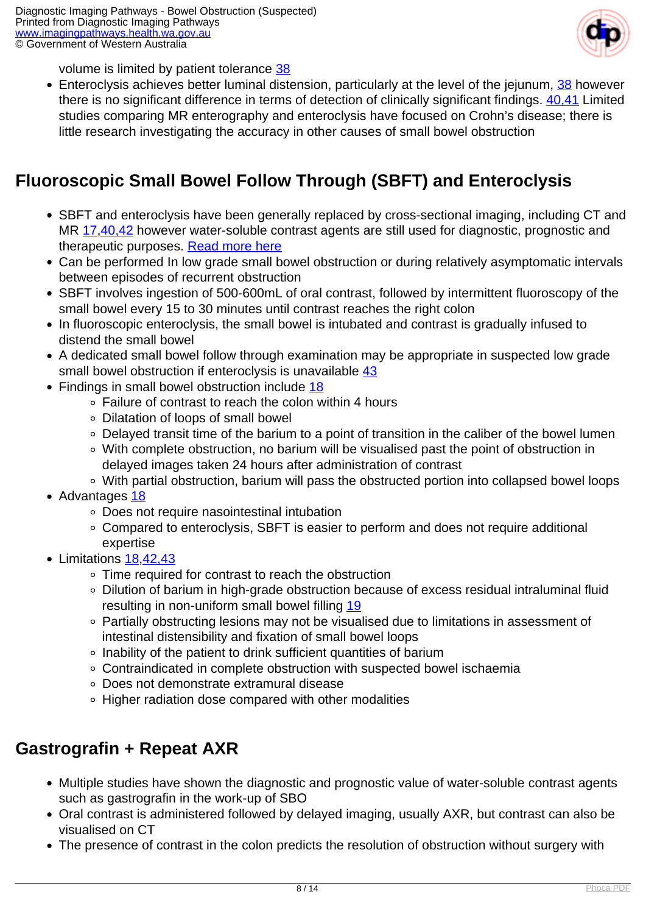volume is limited by patient tolerance [38]

- Enteroclysis achieves better luminal distension, particularly at the level of the jejunum, [38] however there is no significant difference in terms of detection of clinically significant findings. [40,41] Limited studies comparing MR enterography and enteroclysis have focused on Crohn's disease; there is little research investigating the accuracy in other causes of small bowel obstruction

## Fluoroscopic Small Bowel Follow Through (SBFT) and Enteroclysis

- SBFT and enteroclysis have been generally replaced by cross-sectional imaging, including CT and MR [17,40,42] however water-soluble contrast agents are still used for diagnostic, prognostic and therapeutic purposes. Read more here
- Can be performed In low grade small bowel obstruction or during relatively asymptomatic intervals between episodes of recurrent obstruction
- SBFT involves ingestion of 500-600mL of oral contrast, followed by intermittent fluoroscopy of the small bowel every 15 to 30 minutes until contrast reaches the right colon
- In fluoroscopic enteroclysis, the small bowel is intubated and contrast is gradually infused to distend the small bowel
- A dedicated small bowel follow through examination may be appropriate in suspected low grade small bowel obstruction if enteroclysis is unavailable [43]
- Findings in small bowel obstruction include [18]
  - Failure of contrast to reach the colon within 4 hours
  - Dilatation of loops of small bowel
  - Delayed transit time of the barium to a point of transition in the caliber of the bowel lumen
  - With complete obstruction, no barium will be visualised past the point of obstruction in delayed images taken 24 hours after administration of contrast
  - With partial obstruction, barium will pass the obstructed portion into collapsed bowel loops
- Advantages [18]
  - Does not require nasointestinal intubation
  - Compared to enteroclysis, SBFT is easier to perform and does not require additional expertise
- Limitations [18,42,43]
  - Time required for contrast to reach the obstruction
  - Dilution of barium in high-grade obstruction because of excess residual intraluminal fluid resulting in non-uniform small bowel filling [19]
  - Partially obstructing lesions may not be visualised due to limitations in assessment of intestinal distensibility and fixation of small bowel loops
  - Inability of the patient to drink sufficient quantities of barium
  - Contraindicated in complete obstruction with suspected bowel ischaemia
  - Does not demonstrate extramural disease
  - Higher radiation dose compared with other modalities

## Gastrografin + Repeat AXR

- Multiple studies have shown the diagnostic and prognostic value of water-soluble contrast agents such as gastrografin in the work-up of SBO
- Oral contrast is administered followed by delayed imaging, usually AXR, but contrast can also be visualised on CT
- The presence of contrast in the colon predicts the resolution of obstruction without surgery with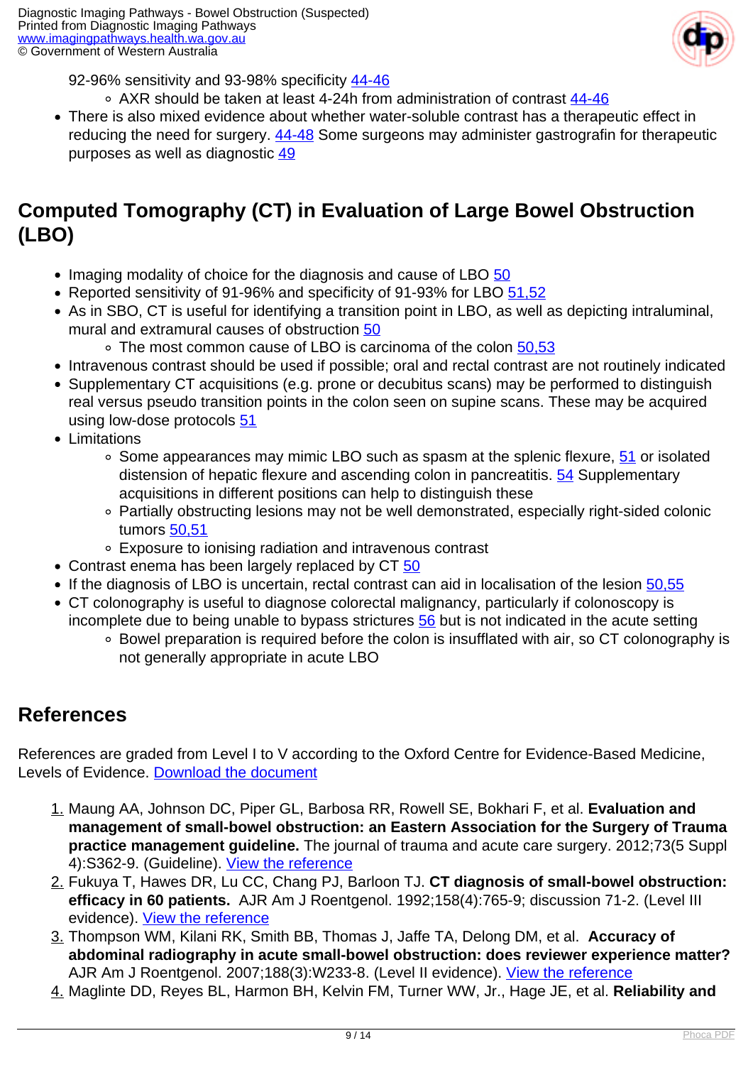92-96% sensitivity and 93-98% specificity 44-46

- AXR should be taken at least 4-24h from administration of contrast 44-46
- There is also mixed evidence about whether water-soluble contrast has a therapeutic effect in reducing the need for surgery. 44-48 Some surgeons may administer gastrografin for therapeutic purposes as well as diagnostic 49

## Computed Tomography (CT) in Evaluation of Large Bowel Obstruction (LBO)

- Imaging modality of choice for the diagnosis and cause of LBO 50
- Reported sensitivity of 91-96% and specificity of 91-93% for LBO 51,52
- As in SBO, CT is useful for identifying a transition point in LBO, as well as depicting intraluminal, mural and extramural causes of obstruction 50
  - The most common cause of LBO is carcinoma of the colon 50,53
- Intravenous contrast should be used if possible; oral and rectal contrast are not routinely indicated
- Supplementary CT acquisitions (e.g. prone or decubitus scans) may be performed to distinguish real versus pseudo transition points in the colon seen on supine scans. These may be acquired using low-dose protocols 51
- Limitations
  - Some appearances may mimic LBO such as spasm at the splenic flexure, 51 or isolated distension of hepatic flexure and ascending colon in pancreatitis. 54 Supplementary acquisitions in different positions can help to distinguish these
  - Partially obstructing lesions may not be well demonstrated, especially right-sided colonic tumors 50,51
  - Exposure to ionising radiation and intravenous contrast
- Contrast enema has been largely replaced by CT 50
- If the diagnosis of LBO is uncertain, rectal contrast can aid in localisation of the lesion 50,55
- CT colonography is useful to diagnose colorectal malignancy, particularly if colonoscopy is incomplete due to being unable to bypass strictures 56 but is not indicated in the acute setting
  - Bowel preparation is required before the colon is insufflated with air, so CT colonography is not generally appropriate in acute LBO

## References

References are graded from Level I to V according to the Oxford Centre for Evidence-Based Medicine, Levels of Evidence. Download the document

1. Maung AA, Johnson DC, Piper GL, Barbosa RR, Rowell SE, Bokhari F, et al. **Evaluation and management of small-bowel obstruction: an Eastern Association for the Surgery of Trauma practice management guideline.** The journal of trauma and acute care surgery. 2012;73(5 Suppl 4):S362-9. (Guideline). View the reference
2. Fukuya T, Hawes DR, Lu CC, Chang PJ, Barloon TJ. **CT diagnosis of small-bowel obstruction: efficacy in 60 patients.** AJR Am J Roentgenol. 1992;158(4):765-9; discussion 71-2. (Level III evidence). View the reference
3. Thompson WM, Kilani RK, Smith BB, Thomas J, Jaffe TA, Delong DM, et al. **Accuracy of abdominal radiography in acute small-bowel obstruction: does reviewer experience matter?** AJR Am J Roentgenol. 2007;188(3):W233-8. (Level II evidence). View the reference
4. Maglinte DD, Reyes BL, Harmon BH, Kelvin FM, Turner WW, Jr., Hage JE, et al. **Reliability and**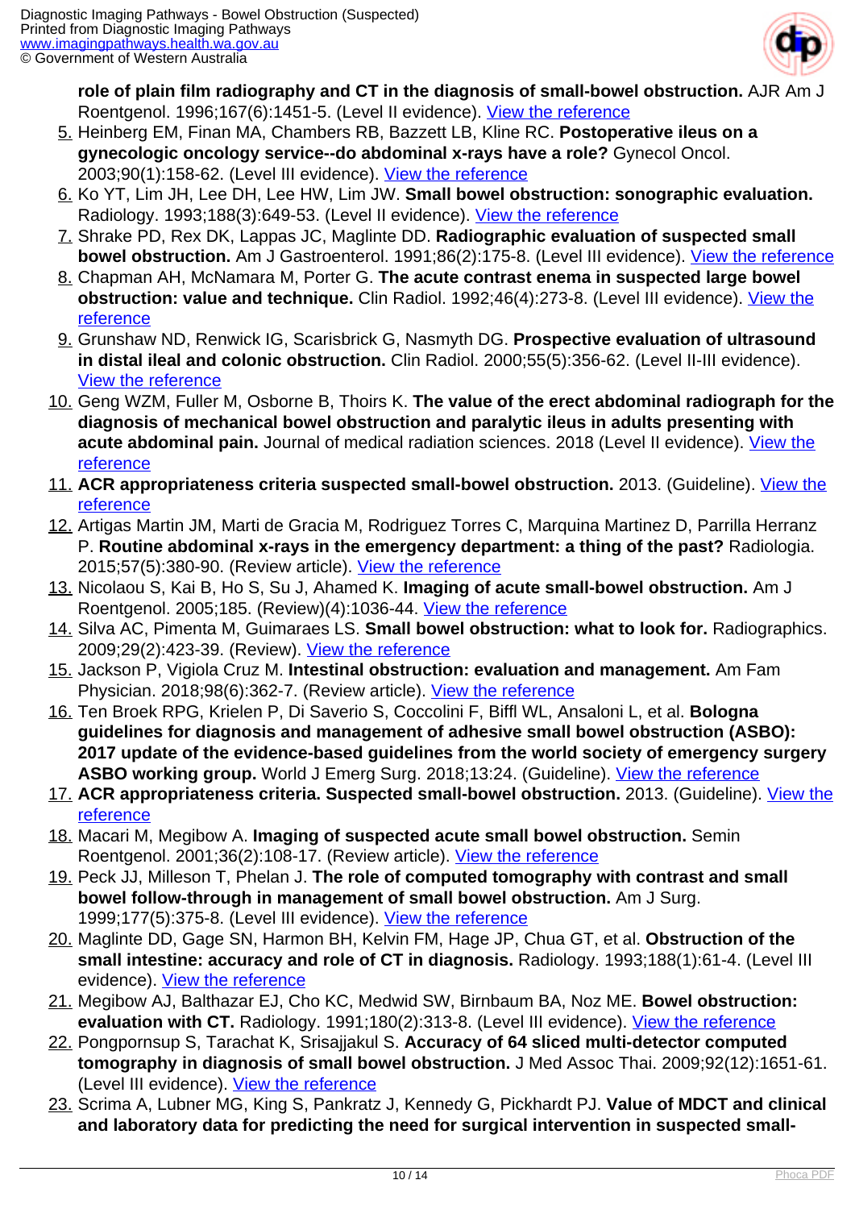**role of plain film radiography and CT in the diagnosis of small-bowel obstruction.** AJR Am J Roentgenol. 1996;167(6):1451-5. (Level II evidence). View the reference

5. Heinberg EM, Finan MA, Chambers RB, Bazzett LB, Kline RC. **Postoperative ileus on a gynecologic oncology service--do abdominal x-rays have a role?** Gynecol Oncol. 2003;90(1):158-62. (Level III evidence). View the reference
6. Ko YT, Lim JH, Lee DH, Lee HW, Lim JW. **Small bowel obstruction: sonographic evaluation.** Radiology. 1993;188(3):649-53. (Level II evidence). View the reference
7. Shrake PD, Rex DK, Lappas JC, Maglinte DD. **Radiographic evaluation of suspected small bowel obstruction.** Am J Gastroenterol. 1991;86(2):175-8. (Level III evidence). View the reference
8. Chapman AH, McNamara M, Porter G. **The acute contrast enema in suspected large bowel obstruction: value and technique.** Clin Radiol. 1992;46(4):273-8. (Level III evidence). View the reference
9. Grunshaw ND, Renwick IG, Scarisbrick G, Nasmyth DG. **Prospective evaluation of ultrasound in distal ileal and colonic obstruction.** Clin Radiol. 2000;55(5):356-62. (Level II-III evidence). View the reference
10. Geng WZM, Fuller M, Osborne B, Thoirs K. **The value of the erect abdominal radiograph for the diagnosis of mechanical bowel obstruction and paralytic ileus in adults presenting with acute abdominal pain.** Journal of medical radiation sciences. 2018 (Level II evidence). View the reference
11. **ACR appropriateness criteria suspected small-bowel obstruction.** 2013. (Guideline). View the reference
12. Artigas Martin JM, Marti de Gracia M, Rodriguez Torres C, Marquina Martinez D, Parrilla Herranz P. **Routine abdominal x-rays in the emergency department: a thing of the past?** Radiologia. 2015;57(5):380-90. (Review article). View the reference
13. Nicolaou S, Kai B, Ho S, Su J, Ahamed K. **Imaging of acute small-bowel obstruction.** Am J Roentgenol. 2005;185. (Review)(4):1036-44. View the reference
14. Silva AC, Pimenta M, Guimaraes LS. **Small bowel obstruction: what to look for.** Radiographics. 2009;29(2):423-39. (Review). View the reference
15. Jackson P, Vigiola Cruz M. **Intestinal obstruction: evaluation and management.** Am Fam Physician. 2018;98(6):362-7. (Review article). View the reference
16. Ten Broek RPG, Krielen P, Di Saverio S, Coccolini F, Biffl WL, Ansaloni L, et al. **Bologna guidelines for diagnosis and management of adhesive small bowel obstruction (ASBO): 2017 update of the evidence-based guidelines from the world society of emergency surgery ASBO working group.** World J Emerg Surg. 2018;13:24. (Guideline). View the reference
17. **ACR appropriateness criteria. Suspected small-bowel obstruction.** 2013. (Guideline). View the reference
18. Macari M, Megibow A. **Imaging of suspected acute small bowel obstruction.** Semin Roentgenol. 2001;36(2):108-17. (Review article). View the reference
19. Peck JJ, Milleson T, Phelan J. **The role of computed tomography with contrast and small bowel follow-through in management of small bowel obstruction.** Am J Surg. 1999;177(5):375-8. (Level III evidence). View the reference
20. Maglinte DD, Gage SN, Harmon BH, Kelvin FM, Hage JP, Chua GT, et al. **Obstruction of the small intestine: accuracy and role of CT in diagnosis.** Radiology. 1993;188(1):61-4. (Level III evidence). View the reference
21. Megibow AJ, Balthazar EJ, Cho KC, Medwid SW, Birnbaum BA, Noz ME. **Bowel obstruction: evaluation with CT.** Radiology. 1991;180(2):313-8. (Level III evidence). View the reference
22. Pongpornsup S, Tarachat K, Srisajjakul S. **Accuracy of 64 sliced multi-detector computed tomography in diagnosis of small bowel obstruction.** J Med Assoc Thai. 2009;92(12):1651-61. (Level III evidence). View the reference
23. Scrima A, Lubner MG, King S, Pankratz J, Kennedy G, Pickhardt PJ. **Value of MDCT and clinical and laboratory data for predicting the need for surgical intervention in suspected small-**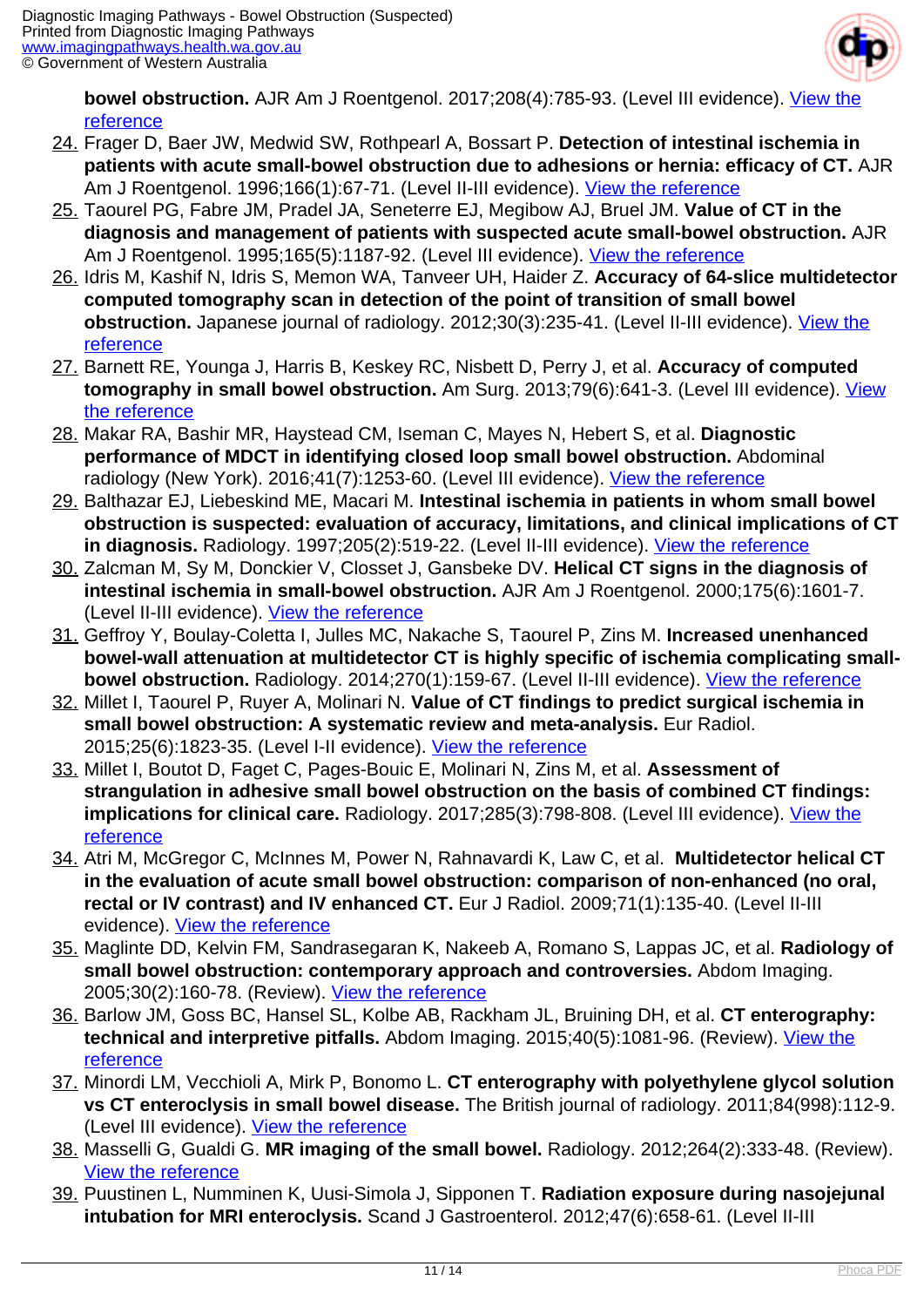**bowel obstruction.** AJR Am J Roentgenol. 2017;208(4):785-93. (Level III evidence). [View the reference]

24. Frager D, Baer JW, Medwid SW, Rothpearl A, Bossart P. **Detection of intestinal ischemia in patients with acute small-bowel obstruction due to adhesions or hernia: efficacy of CT.** AJR Am J Roentgenol. 1996;166(1):67-71. (Level II-III evidence). [View the reference]
25. Taourel PG, Fabre JM, Pradel JA, Seneterre EJ, Megibow AJ, Bruel JM. **Value of CT in the diagnosis and management of patients with suspected acute small-bowel obstruction.** AJR Am J Roentgenol. 1995;165(5):1187-92. (Level III evidence). [View the reference]
26. Idris M, Kashif N, Idris S, Memon WA, Tanveer UH, Haider Z. **Accuracy of 64-slice multidetector computed tomography scan in detection of the point of transition of small bowel obstruction.** Japanese journal of radiology. 2012;30(3):235-41. (Level II-III evidence). [View the reference]
27. Barnett RE, Younga J, Harris B, Keskey RC, Nisbett D, Perry J, et al. **Accuracy of computed tomography in small bowel obstruction.** Am Surg. 2013;79(6):641-3. (Level III evidence). [View the reference]
28. Makar RA, Bashir MR, Haystead CM, Iseman C, Mayes N, Hebert S, et al. **Diagnostic performance of MDCT in identifying closed loop small bowel obstruction.** Abdominal radiology (New York). 2016;41(7):1253-60. (Level III evidence). [View the reference]
29. Balthazar EJ, Liebeskind ME, Macari M. **Intestinal ischemia in patients in whom small bowel obstruction is suspected: evaluation of accuracy, limitations, and clinical implications of CT in diagnosis.** Radiology. 1997;205(2):519-22. (Level II-III evidence). [View the reference]
30. Zalcman M, Sy M, Donckier V, Closset J, Gansbeke DV. **Helical CT signs in the diagnosis of intestinal ischemia in small-bowel obstruction.** AJR Am J Roentgenol. 2000;175(6):1601-7. (Level II-III evidence). [View the reference]
31. Geffroy Y, Boulay-Coletta I, Julles MC, Nakache S, Taourel P, Zins M. **Increased unenhanced bowel-wall attenuation at multidetector CT is highly specific of ischemia complicating small-bowel obstruction.** Radiology. 2014;270(1):159-67. (Level II-III evidence). [View the reference]
32. Millet I, Taourel P, Ruyer A, Molinari N. **Value of CT findings to predict surgical ischemia in small bowel obstruction: A systematic review and meta-analysis.** Eur Radiol. 2015;25(6):1823-35. (Level I-II evidence). [View the reference]
33. Millet I, Boutot D, Faget C, Pages-Bouic E, Molinari N, Zins M, et al. **Assessment of strangulation in adhesive small bowel obstruction on the basis of combined CT findings: implications for clinical care.** Radiology. 2017;285(3):798-808. (Level III evidence). [View the reference]
34. Atri M, McGregor C, McInnes M, Power N, Rahnavardi K, Law C, et al. **Multidetector helical CT in the evaluation of acute small bowel obstruction: comparison of non-enhanced (no oral, rectal or IV contrast) and IV enhanced CT.** Eur J Radiol. 2009;71(1):135-40. (Level II-III evidence). [View the reference]
35. Maglinte DD, Kelvin FM, Sandrasegaran K, Nakeeb A, Romano S, Lappas JC, et al. **Radiology of small bowel obstruction: contemporary approach and controversies.** Abdom Imaging. 2005;30(2):160-78. (Review). [View the reference]
36. Barlow JM, Goss BC, Hansel SL, Kolbe AB, Rackham JL, Bruining DH, et al. **CT enterography: technical and interpretive pitfalls.** Abdom Imaging. 2015;40(5):1081-96. (Review). [View the reference]
37. Minordi LM, Vecchioli A, Mirk P, Bonomo L. **CT enterography with polyethylene glycol solution vs CT enteroclysis in small bowel disease.** The British journal of radiology. 2011;84(998):112-9. (Level III evidence). [View the reference]
38. Masselli G, Gualdi G. **MR imaging of the small bowel.** Radiology. 2012;264(2):333-48. (Review). [View the reference]
39. Puustinen L, Numminen K, Uusi-Simola J, Sipponen T. **Radiation exposure during nasojejunal intubation for MRI enteroclysis.** Scand J Gastroenterol. 2012;47(6):658-61. (Level II-III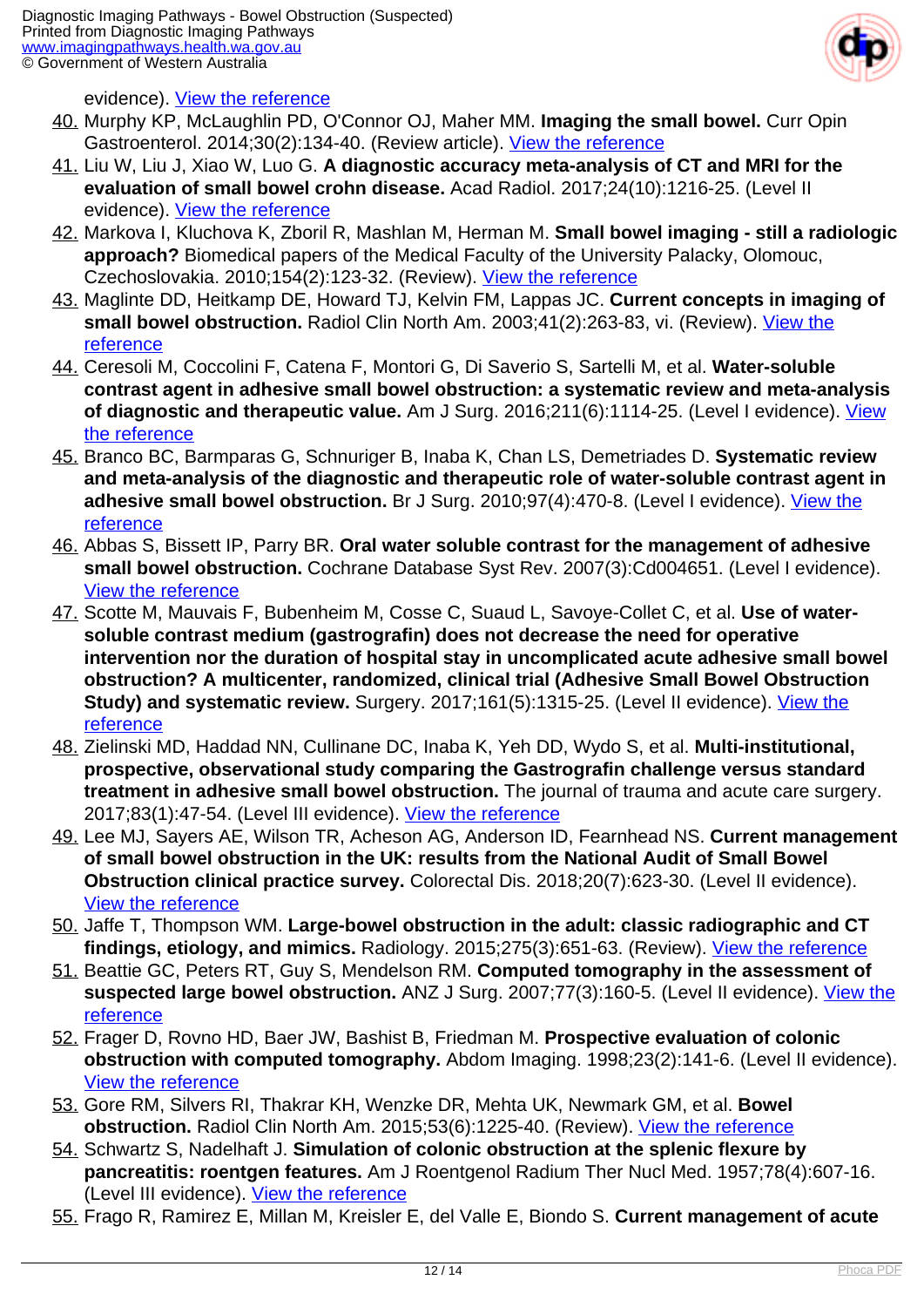evidence). View the reference

40. Murphy KP, McLaughlin PD, O'Connor OJ, Maher MM. **Imaging the small bowel.** Curr Opin Gastroenterol. 2014;30(2):134-40. (Review article). View the reference
41. Liu W, Liu J, Xiao W, Luo G. **A diagnostic accuracy meta-analysis of CT and MRI for the evaluation of small bowel crohn disease.** Acad Radiol. 2017;24(10):1216-25. (Level II evidence). View the reference
42. Markova I, Kluchova K, Zboril R, Mashlan M, Herman M. **Small bowel imaging - still a radiologic approach?** Biomedical papers of the Medical Faculty of the University Palacky, Olomouc, Czechoslovakia. 2010;154(2):123-32. (Review). View the reference
43. Maglinte DD, Heitkamp DE, Howard TJ, Kelvin FM, Lappas JC. **Current concepts in imaging of small bowel obstruction.** Radiol Clin North Am. 2003;41(2):263-83, vi. (Review). View the reference
44. Ceresoli M, Coccolini F, Catena F, Montori G, Di Saverio S, Sartelli M, et al. **Water-soluble contrast agent in adhesive small bowel obstruction: a systematic review and meta-analysis of diagnostic and therapeutic value.** Am J Surg. 2016;211(6):1114-25. (Level I evidence). View the reference
45. Branco BC, Barmparas G, Schnuriger B, Inaba K, Chan LS, Demetriades D. **Systematic review and meta-analysis of the diagnostic and therapeutic role of water-soluble contrast agent in adhesive small bowel obstruction.** Br J Surg. 2010;97(4):470-8. (Level I evidence). View the reference
46. Abbas S, Bissett IP, Parry BR. **Oral water soluble contrast for the management of adhesive small bowel obstruction.** Cochrane Database Syst Rev. 2007(3):Cd004651. (Level I evidence). View the reference
47. Scotte M, Mauvais F, Bubenheim M, Cosse C, Suaud L, Savoye-Collet C, et al. **Use of water-soluble contrast medium (gastrografin) does not decrease the need for operative intervention nor the duration of hospital stay in uncomplicated acute adhesive small bowel obstruction? A multicenter, randomized, clinical trial (Adhesive Small Bowel Obstruction Study) and systematic review.** Surgery. 2017;161(5):1315-25. (Level II evidence). View the reference
48. Zielinski MD, Haddad NN, Cullinane DC, Inaba K, Yeh DD, Wydo S, et al. **Multi-institutional, prospective, observational study comparing the Gastrografin challenge versus standard treatment in adhesive small bowel obstruction.** The journal of trauma and acute care surgery. 2017;83(1):47-54. (Level III evidence). View the reference
49. Lee MJ, Sayers AE, Wilson TR, Acheson AG, Anderson ID, Fearnhead NS. **Current management of small bowel obstruction in the UK: results from the National Audit of Small Bowel Obstruction clinical practice survey.** Colorectal Dis. 2018;20(7):623-30. (Level II evidence). View the reference
50. Jaffe T, Thompson WM. **Large-bowel obstruction in the adult: classic radiographic and CT findings, etiology, and mimics.** Radiology. 2015;275(3):651-63. (Review). View the reference
51. Beattie GC, Peters RT, Guy S, Mendelson RM. **Computed tomography in the assessment of suspected large bowel obstruction.** ANZ J Surg. 2007;77(3):160-5. (Level II evidence). View the reference
52. Frager D, Rovno HD, Baer JW, Bashist B, Friedman M. **Prospective evaluation of colonic obstruction with computed tomography.** Abdom Imaging. 1998;23(2):141-6. (Level II evidence). View the reference
53. Gore RM, Silvers RI, Thakrar KH, Wenzke DR, Mehta UK, Newmark GM, et al. **Bowel obstruction.** Radiol Clin North Am. 2015;53(6):1225-40. (Review). View the reference
54. Schwartz S, Nadelhaft J. **Simulation of colonic obstruction at the splenic flexure by pancreatitis: roentgen features.** Am J Roentgenol Radium Ther Nucl Med. 1957;78(4):607-16. (Level III evidence). View the reference
55. Frago R, Ramirez E, Millan M, Kreisler E, del Valle E, Biondo S. **Current management of acute**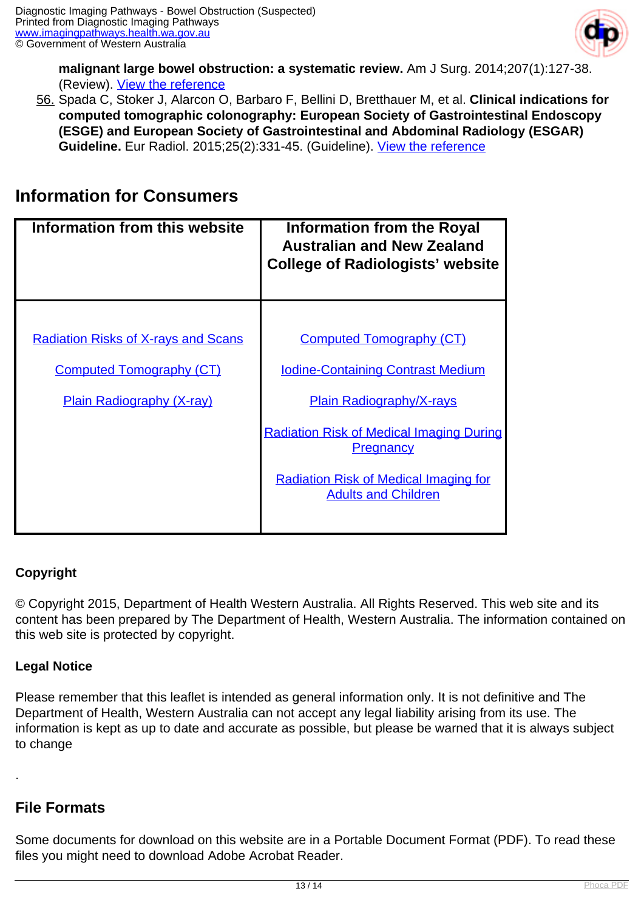**malignant large bowel obstruction: a systematic review.** Am J Surg. 2014;207(1):127-38. (Review). View the reference

56. Spada C, Stoker J, Alarcon O, Barbaro F, Bellini D, Bretthauer M, et al. **Clinical indications for computed tomographic colonography: European Society of Gastrointestinal Endoscopy (ESGE) and European Society of Gastrointestinal and Abdominal Radiology (ESGAR) Guideline.** Eur Radiol. 2015;25(2):331-45. (Guideline). View the reference

## Information for Consumers

| Information from this website | Information from the Royal Australian and New Zealand College of Radiologists' website |
|---|---|
| Radiation Risks of X-rays and Scans<br><br>Computed Tomography (CT)<br><br>Plain Radiography (X-ray) | Computed Tomography (CT)<br><br>Iodine-Containing Contrast Medium<br><br>Plain Radiography/X-rays<br><br>Radiation Risk of Medical Imaging During Pregnancy<br><br>Radiation Risk of Medical Imaging for Adults and Children |

**Copyright**

© Copyright 2015, Department of Health Western Australia. All Rights Reserved. This web site and its content has been prepared by The Department of Health, Western Australia. The information contained on this web site is protected by copyright.

**Legal Notice**

Please remember that this leaflet is intended as general information only. It is not definitive and The Department of Health, Western Australia can not accept any legal liability arising from its use. The information is kept as up to date and accurate as possible, but please be warned that it is always subject to change

.

## File Formats

Some documents for download on this website are in a Portable Document Format (PDF). To read these files you might need to download Adobe Acrobat Reader.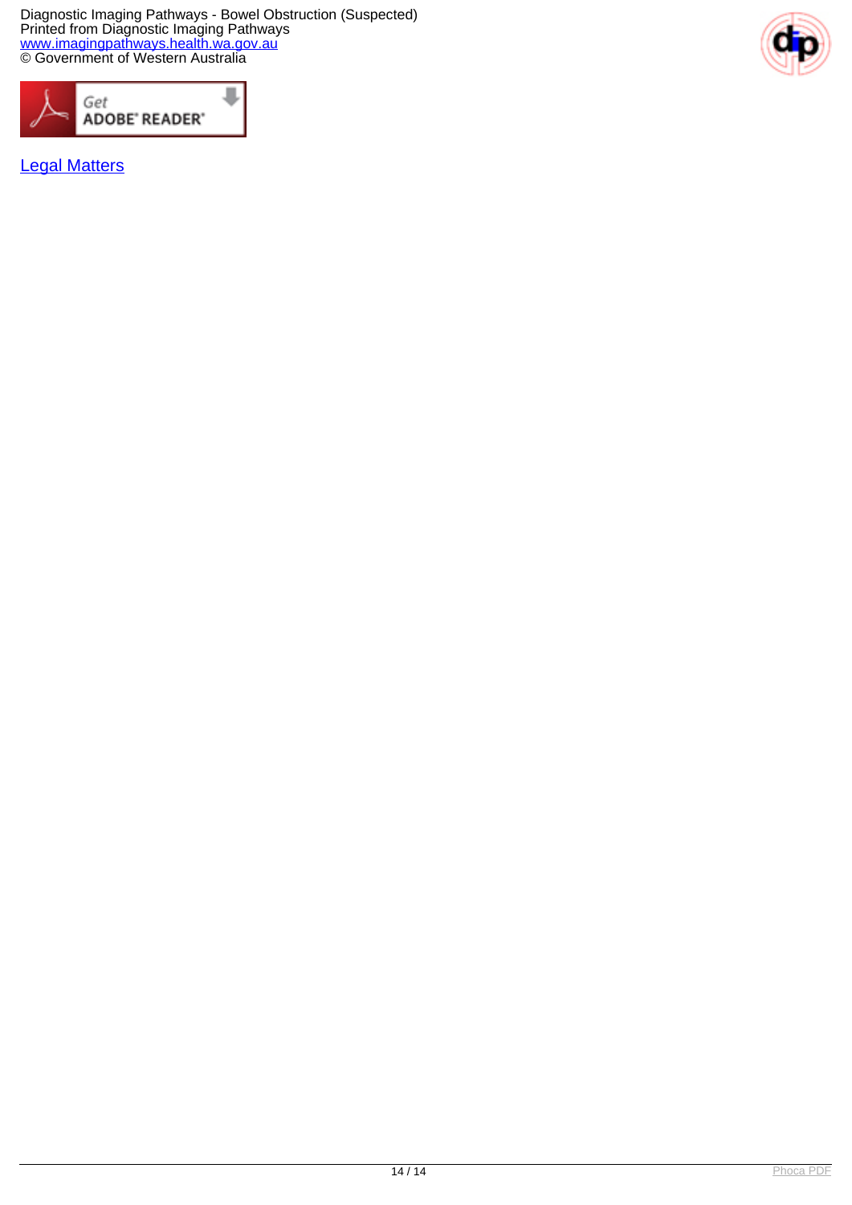Legal Matters